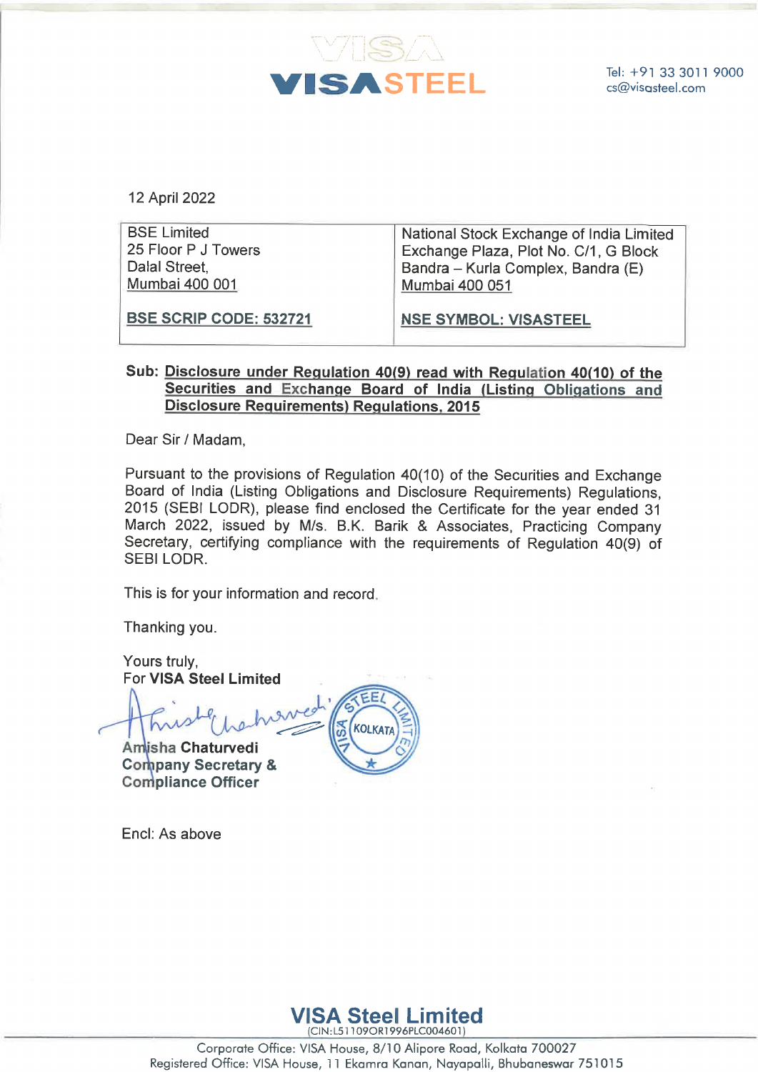**VISASTEEL**

Tel: +91 33 3011 9000
cs@visasteel.com

12 April 2022

| BSE Limited<br>25 Floor P J Towers<br>Dalal Street,<br>Mumbai 400 001 | National Stock Exchange of India Limited<br>Exchange Plaza, Plot No. C/1, G Block<br>Bandra – Kurla Complex, Bandra (E)<br>Mumbai 400 051 |
|---|---|
| **BSE SCRIP CODE: 532721** | **NSE SYMBOL: VISASTEEL** |

**Sub: Disclosure under Regulation 40(9) read with Regulation 40(10) of the Securities and Exchange Board of India (Listing Obligations and Disclosure Requirements) Regulations, 2015**

Dear Sir / Madam,

Pursuant to the provisions of Regulation 40(10) of the Securities and Exchange Board of India (Listing Obligations and Disclosure Requirements) Regulations, 2015 (SEBI LODR), please find enclosed the Certificate for the year ended 31 March 2022, issued by M/s. B.K. Barik & Associates, Practicing Company Secretary, certifying compliance with the requirements of Regulation 40(9) of SEBI LODR.

This is for your information and record.

Thanking you.

Yours truly,
For **VISA Steel Limited**

**Amisha Chaturvedi**
**Company Secretary &**
**Compliance Officer**

Encl: As above

**VISA Steel Limited**
(CIN:L51109OR1996PLC004601)
Corporate Office: VISA House, 8/10 Alipore Road, Kolkata 700027
Registered Office: VISA House, 11 Ekamra Kanan, Nayapalli, Bhubaneswar 751015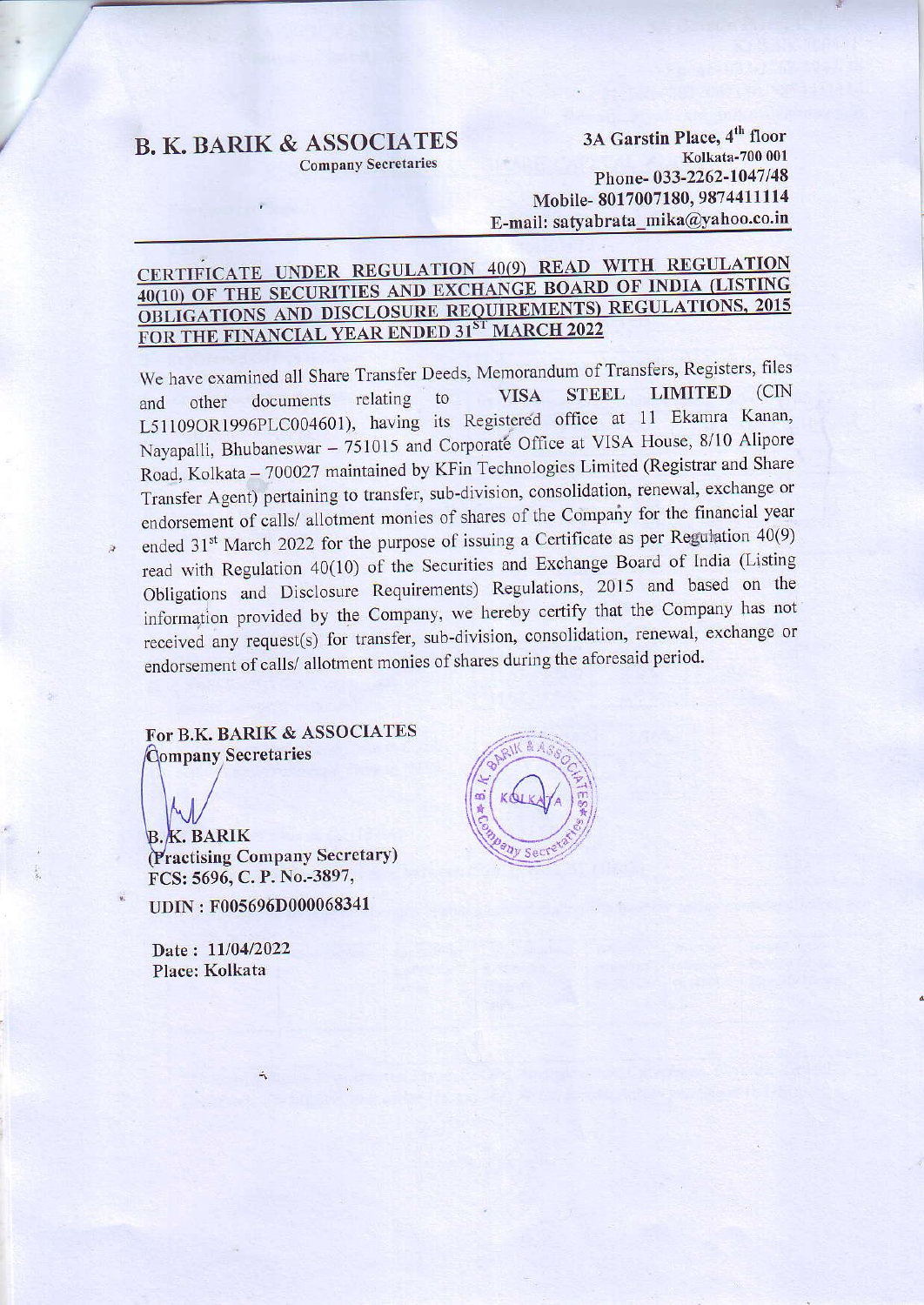# B. K. BARIK & ASSOCIATES

Company Secretaries

3A Garstin Place, 4th floor
Kolkata-700 001
Phone- 033-2262-1047/48
Mobile- 8017007180, 9874411114
E-mail: satyabrata_mika@yahoo.co.in

## CERTIFICATE UNDER REGULATION 40(9) READ WITH REGULATION 40(10) OF THE SECURITIES AND EXCHANGE BOARD OF INDIA (LISTING OBLIGATIONS AND DISCLOSURE REQUIREMENTS) REGULATIONS, 2015 FOR THE FINANCIAL YEAR ENDED 31ST MARCH 2022

We have examined all Share Transfer Deeds, Memorandum of Transfers, Registers, files and other documents relating to **VISA STEEL LIMITED** (CIN L51109OR1996PLC004601), having its Registered office at 11 Ekamra Kanan, Nayapalli, Bhubaneswar – 751015 and Corporate Office at VISA House, 8/10 Alipore Road, Kolkata – 700027 maintained by KFin Technologies Limited (Registrar and Share Transfer Agent) pertaining to transfer, sub-division, consolidation, renewal, exchange or endorsement of calls/ allotment monies of shares of the Company for the financial year ended 31st March 2022 for the purpose of issuing a Certificate as per Regulation 40(9) read with Regulation 40(10) of the Securities and Exchange Board of India (Listing Obligations and Disclosure Requirements) Regulations, 2015 and based on the information provided by the Company, we hereby certify that the Company has not received any request(s) for transfer, sub-division, consolidation, renewal, exchange or endorsement of calls/ allotment monies of shares during the aforesaid period.

**For B.K. BARIK & ASSOCIATES**
**Company Secretaries**

**B. K. BARIK**
**(Practising Company Secretary)**
**FCS: 5696, C. P. No.-3897,**
**UDIN : F005696D000068341**

**Date : 11/04/2022**
**Place: Kolkata**